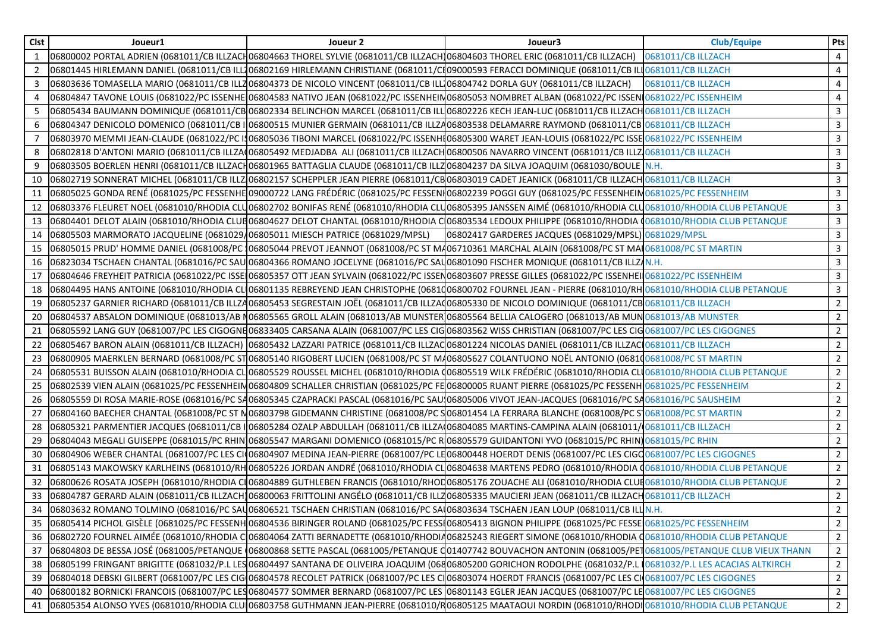| Clst | Joueur1 | Joueur 2 | Joueur3 | Club/Equipe | Pts |
|---|---|---|---|---|---|
| 1 | 06800002 PORTAL ADRIEN (0681011/CB ILLZACH | 06804663 THOREL SYLVIE (0681011/CB ILLZACH) | 06804603 THOREL ERIC (0681011/CB ILLZACH) | 0681011/CB ILLZACH | 4 |
| 2 | 06801445 HIRLEMANN DANIEL (0681011/CB ILLZ | 06802169 HIRLEMANN CHRISTIANE (0681011/CE | 09000593 FERACCI DOMINIQUE (0681011/CB ILL | 0681011/CB ILLZACH | 4 |
| 3 | 06803636 TOMASELLA MARIO (0681011/CB ILLZ | 06804373 DE NICOLO VINCENT (0681011/CB ILL | 06804742 DORLA GUY (0681011/CB ILLZACH) | 0681011/CB ILLZACH | 4 |
| 4 | 06804847 TAVONE LOUIS (0681022/PC ISSENHE | 06804583 NATIVO JEAN (0681022/PC ISSENHEIN | 06805053 NOMBRET ALBAN (0681022/PC ISSEN | 0681022/PC ISSENHEIM | 4 |
| 5 | 06805434 BAUMANN DOMINIQUE (0681011/CB | 06802334 BELINCHON MARCEL (0681011/CB ILL | 06802226 KECH JEAN-LUC (0681011/CB ILLZACH | 0681011/CB ILLZACH | 3 |
| 6 | 06804347 DENICOLO DOMENICO (0681011/CB I | 06800515 MUNIER GERMAIN (0681011/CB ILLZA | 06803538 DELAMARRE RAYMOND (0681011/CB | 0681011/CB ILLZACH | 3 |
| 7 | 06803970 MEMMI JEAN-CLAUDE (0681022/PC IS | 06805036 TIBONI MARCEL (0681022/PC ISSENHE | 06805300 WARET JEAN-LOUIS (0681022/PC ISSE | 0681022/PC ISSENHEIM | 3 |
| 8 | 06802818 D'ANTONI MARIO (0681011/CB ILLZA | 06805492 MEDJADBA ALI (0681011/CB ILLZACH | 06800506 NAVARRO VINCENT (0681011/CB ILLZ | 0681011/CB ILLZACH | 3 |
| 9 | 06803505 BOERLEN HENRI (0681011/CB ILLZACH | 06801965 BATTAGLIA CLAUDE (0681011/CB ILLZ | 06804237 DA SILVA JOAQUIM (0681030/BOULE | N.H. | 3 |
| 10 | 06802719 SONNERAT MICHEL (0681011/CB ILLZ | 06802157 SCHEPPLER JEAN PIERRE (0681011/CB | 06803019 CADET JEANICK (0681011/CB ILLZACH | 0681011/CB ILLZACH | 3 |
| 11 | 06805025 GONDA RENÉ (0681025/PC FESSENHE | 09000722 LANG FRÉDÉRIC (0681025/PC FESSENI | 06802239 POGGI GUY (0681025/PC FESSENHEIM | 0681025/PC FESSENHEIM | 3 |
| 12 | 06803376 FLEURET NOEL (0681010/RHODIA CLU | 06802702 BONIFAS RENÉ (0681010/RHODIA CLU | 06805395 JANSSEN AIMÉ (0681010/RHODIA CLU | 0681010/RHODIA CLUB PETANQUE | 3 |
| 13 | 06804401 DELOT ALAIN (0681010/RHODIA CLUB | 06804627 DELOT CHANTAL (0681010/RHODIA C | 06803534 LEDOUX PHILIPPE (0681010/RHODIA ( | 0681010/RHODIA CLUB PETANQUE | 3 |
| 14 | 06805503 MARMORATO JACQUELINE (0681029/ | 06805011 MIESCH PATRICE (0681029/MPSL) | 06802417 GARDERES JACQUES (0681029/MPSL) | 0681029/MPSL | 3 |
| 15 | 06805015 PRUD' HOMME DANIEL (0681008/PC | 06805044 PREVOT JEANNOT (0681008/PC ST MA | 06710361 MARCHAL ALAIN (0681008/PC ST MAI | 0681008/PC ST MARTIN | 3 |
| 16 | 06823034 TSCHAEN CHANTAL (0681016/PC SAU | 06804366 ROMANO JOCELYNE (0681016/PC SAU | 06801090 FISCHER MONIQUE (0681011/CB ILLZA | N.H. | 3 |
| 17 | 06804646 FREYHEIT PATRICIA (0681022/PC ISSE | 06805357 OTT JEAN SYLVAIN (0681022/PC ISSEN | 06803607 PRESSE GILLES (0681022/PC ISSENHEI | 0681022/PC ISSENHEIM | 3 |
| 18 | 06804495 HANS ANTOINE (0681010/RHODIA CL | 06801135 REBREYEND JEAN CHRISTOPHE (06810 | 06800702 FOURNEL JEAN - PIERRE (0681010/RH | 0681010/RHODIA CLUB PETANQUE | 3 |
| 19 | 06805237 GARNIER RICHARD (0681011/CB ILLZA | 06805453 SEGRESTAIN JOËL (0681011/CB ILLZA | 06805330 DE NICOLO DOMINIQUE (0681011/CB | 0681011/CB ILLZACH | 2 |
| 20 | 06804537 ABSALON DOMINIQUE (0681013/AB N | 06805565 GROLL ALAIN (0681013/AB MUNSTER | 06805564 BELLIA CALOGERO (0681013/AB MUN | 0681013/AB MUNSTER | 2 |
| 21 | 06805592 LANG GUY (0681007/PC LES CIGOGNE | 06833405 CARSANA ALAIN (0681007/PC LES CIG | 06803562 WISS CHRISTIAN (0681007/PC LES CIG | 0681007/PC LES CIGOGNES | 2 |
| 22 | 06805467 BARON ALAIN (0681011/CB ILLZACH) | 06805432 LAZZARI PATRICE (0681011/CB ILLZAC | 06801224 NICOLAS DANIEL (0681011/CB ILLZAC | 0681011/CB ILLZACH | 2 |
| 23 | 06800905 MAERKLEN BERNARD (0681008/PC ST | 06805140 RIGOBERT LUCIEN (0681008/PC ST MA | 06805627 COLANTUONO NOËL ANTONIO (06810 | 0681008/PC ST MARTIN | 2 |
| 24 | 06805531 BUISSON ALAIN (0681010/RHODIA CL | 06805529 ROUSSEL MICHEL (0681010/RHODIA ( | 06805519 WILK FRÉDÉRIC (0681010/RHODIA CL | 0681010/RHODIA CLUB PETANQUE | 2 |
| 25 | 06802539 VIEN ALAIN (0681025/PC FESSENHEIM | 06804809 SCHALLER CHRISTIAN (0681025/PC FE | 06800005 RUANT PIERRE (0681025/PC FESSENH | 0681025/PC FESSENHEIM | 2 |
| 26 | 06805559 DI ROSA MARIE-ROSE (0681016/PC SA | 06805345 CZAPRACKI PASCAL (0681016/PC SAU | 06805006 VIVOT JEAN-JACQUES (0681016/PC SA | 0681016/PC SAUSHEIM | 2 |
| 27 | 06804160 BAECHER CHANTAL (0681008/PC ST M | 06803798 GIDEMANN CHRISTINE (0681008/PC S | 06801454 LA FERRARA BLANCHE (0681008/PC S | 0681008/PC ST MARTIN | 2 |
| 28 | 06805321 PARMENTIER JACQUES (0681011/CB I | 06805284 OZALP ABDULLAH (0681011/CB ILLZA | 06804085 MARTINS-CAMPINA ALAIN (0681011/ | 0681011/CB ILLZACH | 2 |
| 29 | 06804043 MEGALI GUISEPPE (0681015/PC RHIN | 06805547 MARGANI DOMENICO (0681015/PC R | 06805579 GUIDANTONI YVO (0681015/PC RHIN) | 0681015/PC RHIN | 2 |
| 30 | 06804906 WEBER CHANTAL (0681007/PC LES CI | 06804907 MEDINA JEAN-PIERRE (0681007/PC LE | 06800448 HOERDT DENIS (0681007/PC LES CIGO | 0681007/PC LES CIGOGNES | 2 |
| 31 | 06805143 MAKOWSKY KARLHEINS (0681010/RH | 06805226 JORDAN ANDRÉ (0681010/RHODIA CL | 06804638 MARTENS PEDRO (0681010/RHODIA ( | 0681010/RHODIA CLUB PETANQUE | 2 |
| 32 | 06800626 ROSATA JOSEPH (0681010/RHODIA CL | 06804889 GUTHLEBEN FRANCIS (0681010/RHOD | 06805176 ZOUACHE ALI (0681010/RHODIA CLUB | 0681010/RHODIA CLUB PETANQUE | 2 |
| 33 | 06804787 GERARD ALAIN (0681011/CB ILLZACH) | 06800063 FRITTOLINI ANGÉLO (0681011/CB ILLZ | 06805335 MAUCIERI JEAN (0681011/CB ILLZACH | 0681011/CB ILLZACH | 2 |
| 34 | 06803632 ROMANO TOLMINO (0681016/PC SAU | 06806521 TSCHAEN CHRISTIAN (0681016/PC SA | 06803634 TSCHAEN JEAN LOUP (0681011/CB ILL | N.H. | 2 |
| 35 | 06805414 PICHOL GISÈLE (0681025/PC FESSENH | 06804536 BIRINGER ROLAND (0681025/PC FESS | 06805413 BIGNON PHILIPPE (0681025/PC FESSE | 0681025/PC FESSENHEIM | 2 |
| 36 | 06802720 FOURNEL AIMÉE (0681010/RHODIA C | 06804064 ZATTI BERNADETTE (0681010/RHODIA | 06825243 RIEGERT SIMONE (0681010/RHODIA C | 0681010/RHODIA CLUB PETANQUE | 2 |
| 37 | 06804803 DE BESSA JOSÉ (0681005/PETANQUE | 06800868 SETTE PASCAL (0681005/PETANQUE C | 01407742 BOUVACHON ANTONIN (0681005/PET | 0681005/PETANQUE CLUB VIEUX THANN | 2 |
| 38 | 06805199 FRINGANT BRIGITTE (0681032/P.L LES | 06804497 SANTANA DE OLIVEIRA JOAQUIM (068 | 06805200 GORICHON RODOLPHE (0681032/P.L | 0681032/P.L LES ACACIAS ALTKIRCH | 2 |
| 39 | 06804018 DEBSKI GILBERT (0681007/PC LES CIG | 06804578 RECOLET PATRICK (0681007/PC LES CI | 06803074 HOERDT FRANCIS (0681007/PC LES CI | 0681007/PC LES CIGOGNES | 2 |
| 40 | 06800182 BORNICKI FRANCOIS (0681007/PC LES | 06804577 SOMMER BERNARD (0681007/PC LES | 06801143 EGLER JEAN JACQUES (0681007/PC LE | 0681007/PC LES CIGOGNES | 2 |
| 41 | 06805354 ALONSO YVES (0681010/RHODIA CLU | 06803758 GUTHMANN JEAN-PIERRE (0681010/R | 06805125 MAATAOUI NORDIN (0681010/RHODI | 0681010/RHODIA CLUB PETANQUE | 2 |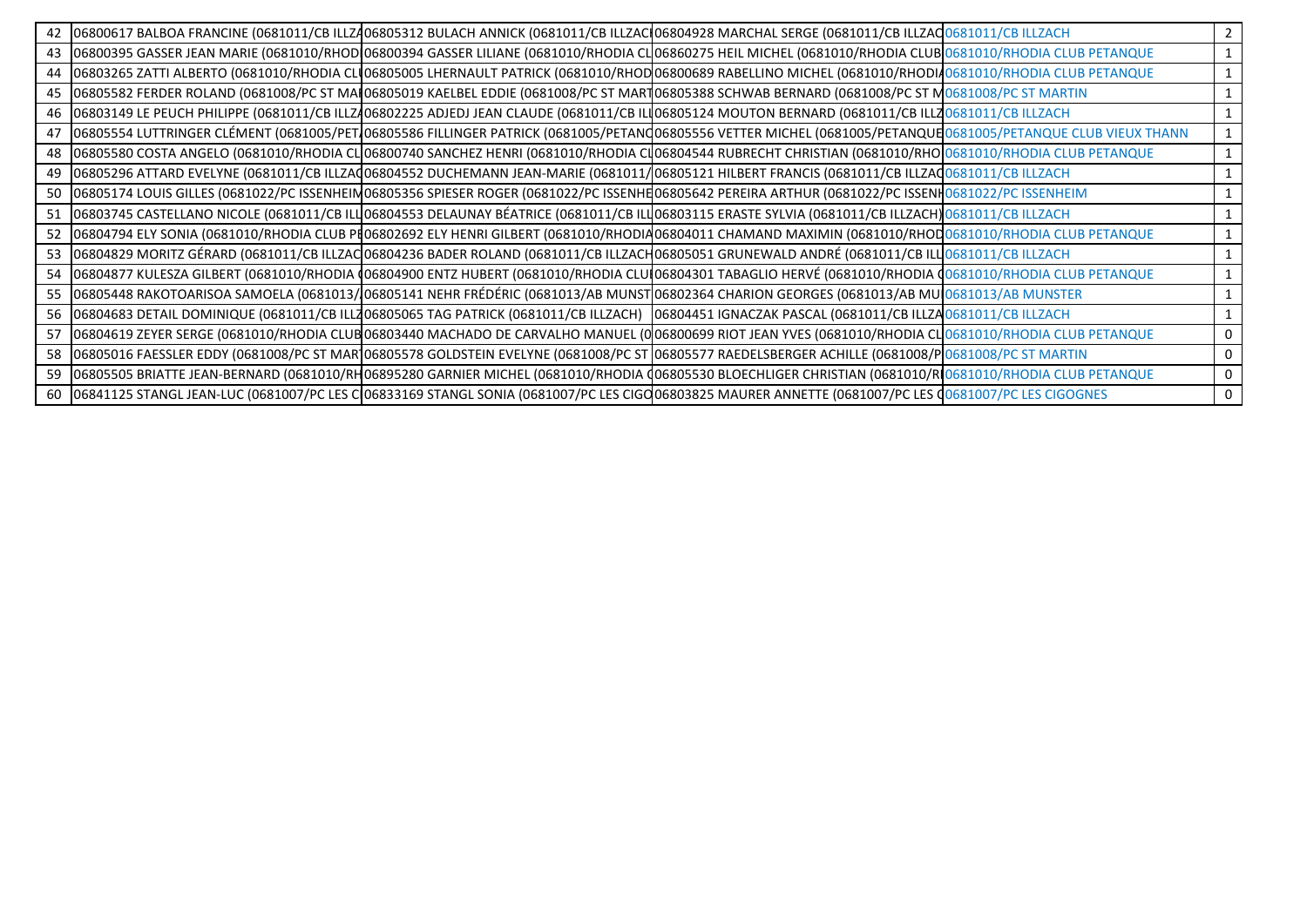| | | | | | |
|---|---|---|---|---|---|
| 42 | 06800617 BALBOA FRANCINE (0681011/CB ILLZA | 06805312 BULACH ANNICK (0681011/CB ILLZAC | 06804928 MARCHAL SERGE (0681011/CB ILLZAC | 0681011/CB ILLZACH | 2 |
| 43 | 06800395 GASSER JEAN MARIE (0681010/RHOD | 06800394 GASSER LILIANE (0681010/RHODIA CL | 06860275 HEIL MICHEL (0681010/RHODIA CLUB | 0681010/RHODIA CLUB PETANQUE | 1 |
| 44 | 06803265 ZATTI ALBERTO (0681010/RHODIA CL | 06805005 LHERNAULT PATRICK (0681010/RHOD | 06800689 RABELLINO MICHEL (0681010/RHODIA | 0681010/RHODIA CLUB PETANQUE | 1 |
| 45 | 06805582 FERDER ROLAND (0681008/PC ST MA | 06805019 KAELBEL EDDIE (0681008/PC ST MART | 06805388 SCHWAB BERNARD (0681008/PC ST M | 0681008/PC ST MARTIN | 1 |
| 46 | 06803149 LE PEUCH PHILIPPE (0681011/CB ILLZA | 06802225 ADJEDJ JEAN CLAUDE (0681011/CB ILL | 06805124 MOUTON BERNARD (0681011/CB ILLZ | 0681011/CB ILLZACH | 1 |
| 47 | 06805554 LUTTRINGER CLÉMENT (0681005/PET | 06805586 FILLINGER PATRICK (0681005/PETANQ | 06805556 VETTER MICHEL (0681005/PETANQUE | 0681005/PETANQUE CLUB VIEUX THANN | 1 |
| 48 | 06805580 COSTA ANGELO (0681010/RHODIA CL | 06800740 SANCHEZ HENRI (0681010/RHODIA CL | 06804544 RUBRECHT CHRISTIAN (0681010/RHO | 0681010/RHODIA CLUB PETANQUE | 1 |
| 49 | 06805296 ATTARD EVELYNE (0681011/CB ILLZAC | 06804552 DUCHEMANN JEAN-MARIE (0681011/ | 06805121 HILBERT FRANCIS (0681011/CB ILLZAC | 0681011/CB ILLZACH | 1 |
| 50 | 06805174 LOUIS GILLES (0681022/PC ISSENHEIM | 06805356 SPIESER ROGER (0681022/PC ISSENHE | 06805642 PEREIRA ARTHUR (0681022/PC ISSENH | 0681022/PC ISSENHEIM | 1 |
| 51 | 06803745 CASTELLANO NICOLE (0681011/CB ILL | 06804553 DELAUNAY BÉATRICE (0681011/CB ILL | 06803115 ERASTE SYLVIA (0681011/CB ILLZACH) | 0681011/CB ILLZACH | 1 |
| 52 | 06804794 ELY SONIA (0681010/RHODIA CLUB PE | 06802692 ELY HENRI GILBERT (0681010/RHODIA | 06804011 CHAMAND MAXIMIN (0681010/RHOD | 0681010/RHODIA CLUB PETANQUE | 1 |
| 53 | 06804829 MORITZ GÉRARD (0681011/CB ILLZAC | 06804236 BADER ROLAND (0681011/CB ILLZACH | 06805051 GRUNEWALD ANDRÉ (0681011/CB ILL | 0681011/CB ILLZACH | 1 |
| 54 | 06804877 KULESZA GILBERT (0681010/RHODIA ( | 06804900 ENTZ HUBERT (0681010/RHODIA CLU | 06804301 TABAGLIO HERVÉ (0681010/RHODIA ( | 0681010/RHODIA CLUB PETANQUE | 1 |
| 55 | 06805448 RAKOTOARISOA SAMOELA (0681013/ | 06805141 NEHR FRÉDÉRIC (0681013/AB MUNST | 06802364 CHARION GEORGES (0681013/AB MU | 0681013/AB MUNSTER | 1 |
| 56 | 06804683 DETAIL DOMINIQUE (0681011/CB ILLZ | 06805065 TAG PATRICK (0681011/CB ILLZACH) | 06804451 IGNACZAK PASCAL (0681011/CB ILLZA | 0681011/CB ILLZACH | 1 |
| 57 | 06804619 ZEYER SERGE (0681010/RHODIA CLUB | 06803440 MACHADO DE CARVALHO MANUEL (0 | 06800699 RIOT JEAN YVES (0681010/RHODIA CL | 0681010/RHODIA CLUB PETANQUE | 0 |
| 58 | 06805016 FAESSLER EDDY (0681008/PC ST MAR | 06805578 GOLDSTEIN EVELYNE (0681008/PC ST | 06805577 RAEDELSBERGER ACHILLE (0681008/P | 0681008/PC ST MARTIN | 0 |
| 59 | 06805505 BRIATTE JEAN-BERNARD (0681010/RH | 06895280 GARNIER MICHEL (0681010/RHODIA ( | 06805530 BLOECHLIGER CHRISTIAN (0681010/R | 0681010/RHODIA CLUB PETANQUE | 0 |
| 60 | 06841125 STANGL JEAN-LUC (0681007/PC LES C | 06833169 STANGL SONIA (0681007/PC LES CIGO | 06803825 MAURER ANNETTE (0681007/PC LES ( | 0681007/PC LES CIGOGNES | 0 |